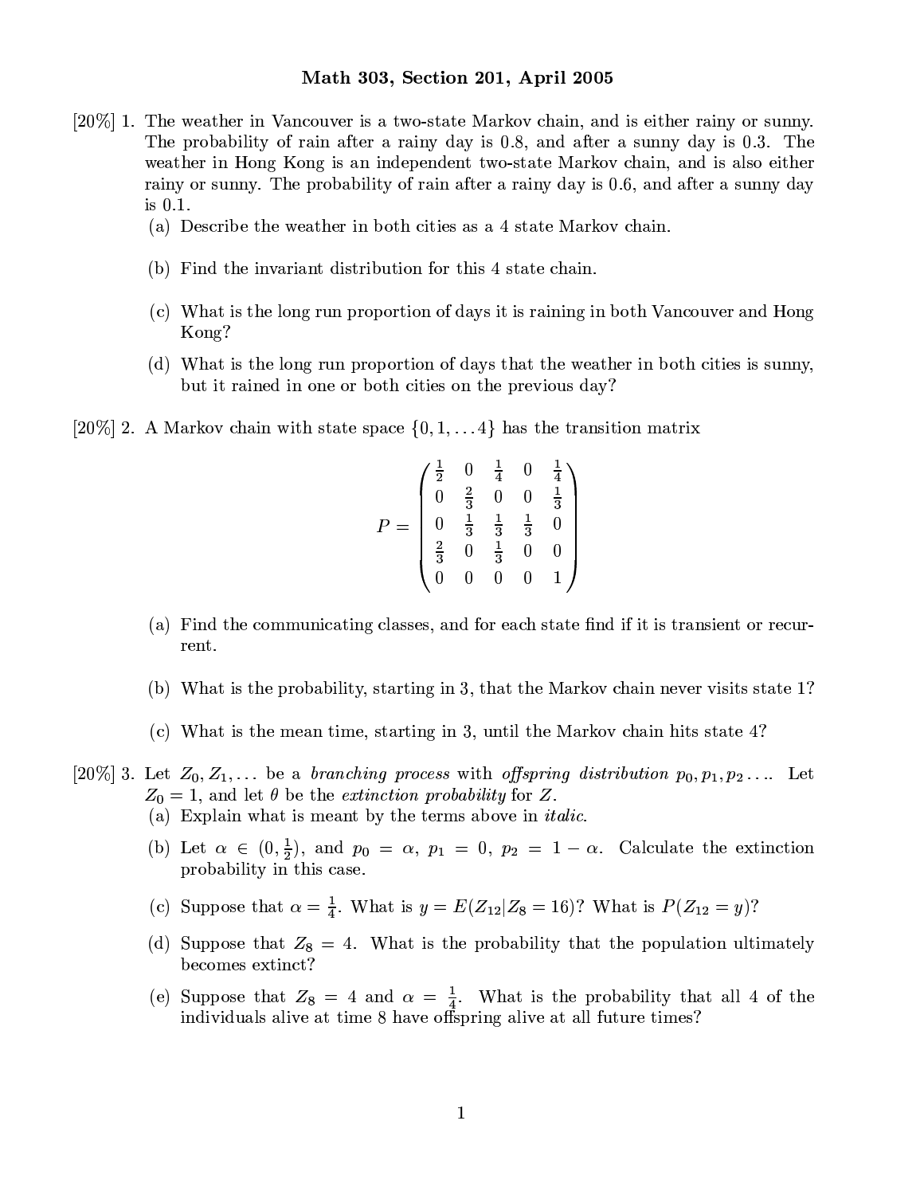# Math 303, Section 201, April 2005

[20%] 1. The weather in Vancouver is a two-state Markov chain, and is either rainy or sunny. The probability of rain after a rainy day is 0.8, and after a sunny day is 0.3. The weather in Hong Kong is an independent two-state Markov chain, and is also either rainy or sunny. The probability of rain after a rainy day is 0.6, and after a sunny day is 0.1.

(a) Describe the weather in both cities as a 4 state Markov chain.

(b) Find the invariant distribution for this 4 state chain.

(c) What is the long run proportion of days it is raining in both Vancouver and Hong Kong?

(d) What is the long run proportion of days that the weather in both cities is sunny, but it rained in one or both cities on the previous day?

[20%] 2. A Markov chain with state space $\{0, 1, \ldots 4\}$ has the transition matrix

$$P = \begin{pmatrix} \frac{1}{2} & 0 & \frac{1}{4} & 0 & \frac{1}{4} \\ 0 & \frac{2}{3} & 0 & 0 & \frac{1}{3} \\ 0 & \frac{1}{3} & \frac{1}{3} & \frac{1}{3} & 0 \\ \frac{2}{3} & 0 & \frac{1}{3} & 0 & 0 \\ 0 & 0 & 0 & 0 & 1 \end{pmatrix}$$

(a) Find the communicating classes, and for each state find if it is transient or recurrent.

(b) What is the probability, starting in 3, that the Markov chain never visits state 1?

(c) What is the mean time, starting in 3, until the Markov chain hits state 4?

[20%] 3. Let $Z_0, Z_1, \ldots$ be a *branching process* with *offspring distribution* $p_0, p_1, p_2 \ldots$. Let $Z_0 = 1$, and let $\theta$ be the *extinction probability* for $Z$.

(a) Explain what is meant by the terms above in *italic*.

(b) Let $\alpha \in (0, \frac{1}{2})$, and $p_0 = \alpha$, $p_1 = 0$, $p_2 = 1 - \alpha$. Calculate the extinction probability in this case.

(c) Suppose that $\alpha = \frac{1}{4}$. What is $y = E(Z_{12} | Z_8 = 16)$? What is $P(Z_{12} = y)$?

(d) Suppose that $Z_8 = 4$. What is the probability that the population ultimately becomes extinct?

(e) Suppose that $Z_8 = 4$ and $\alpha = \frac{1}{4}$. What is the probability that all 4 of the individuals alive at time 8 have offspring alive at all future times?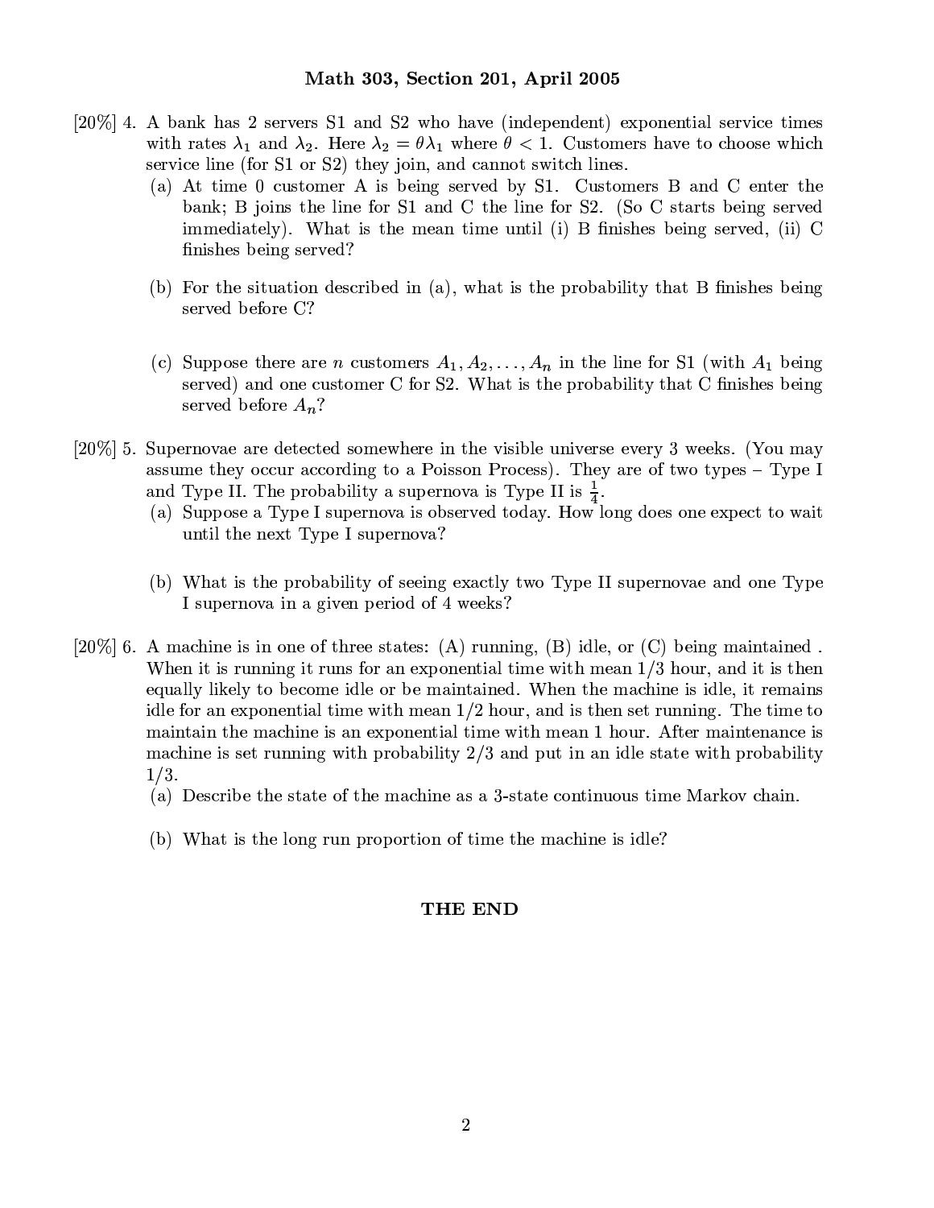**Math 303, Section 201, April 2005**

[20%] 4. A bank has 2 servers S1 and S2 who have (independent) exponential service times with rates $\lambda_1$ and $\lambda_2$. Here $\lambda_2 = \theta\lambda_1$ where $\theta < 1$. Customers have to choose which service line (for S1 or S2) they join, and cannot switch lines.

(a) At time 0 customer A is being served by S1. Customers B and C enter the bank; B joins the line for S1 and C the line for S2. (So C starts being served immediately). What is the mean time until (i) B finishes being served, (ii) C finishes being served?

(b) For the situation described in (a), what is the probability that B finishes being served before C?

(c) Suppose there are $n$ customers $A_1, A_2, \ldots, A_n$ in the line for S1 (with $A_1$ being served) and one customer C for S2. What is the probability that C finishes being served before $A_n$?

[20%] 5. Supernovae are detected somewhere in the visible universe every 3 weeks. (You may assume they occur according to a Poisson Process). They are of two types – Type I and Type II. The probability a supernova is Type II is $\frac{1}{4}$.

(a) Suppose a Type I supernova is observed today. How long does one expect to wait until the next Type I supernova?

(b) What is the probability of seeing exactly two Type II supernovae and one Type I supernova in a given period of 4 weeks?

[20%] 6. A machine is in one of three states: (A) running, (B) idle, or (C) being maintained . When it is running it runs for an exponential time with mean 1/3 hour, and it is then equally likely to become idle or be maintained. When the machine is idle, it remains idle for an exponential time with mean 1/2 hour, and is then set running. The time to maintain the machine is an exponential time with mean 1 hour. After maintenance is machine is set running with probability 2/3 and put in an idle state with probability 1/3.

(a) Describe the state of the machine as a 3-state continuous time Markov chain.

(b) What is the long run proportion of time the machine is idle?

**THE END**